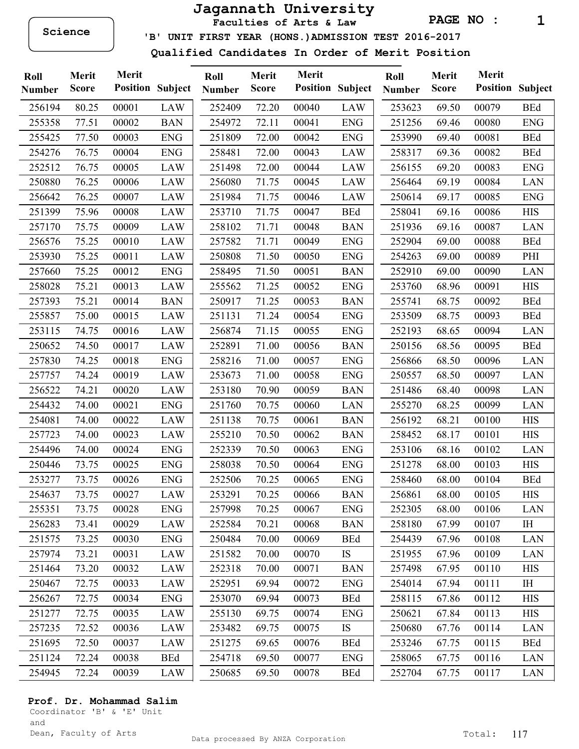# Jagannath University

Science

**Faculties of Arts & Law**

**'B' UNIT FIRST YEAR (HONS.)ADMISSION TEST 2016-2017**

**Qualified Candidates In Order of Merit Position**

| Roll Number | Merit Score | Merit Position | Subject |
|---|---|---|---|
| 256194 | 80.25 | 00001 | LAW |
| 255358 | 77.51 | 00002 | BAN |
| 255425 | 77.50 | 00003 | ENG |
| 254276 | 76.75 | 00004 | ENG |
| 252512 | 76.75 | 00005 | LAW |
| 250880 | 76.25 | 00006 | LAW |
| 256642 | 76.25 | 00007 | LAW |
| 251399 | 75.96 | 00008 | LAW |
| 257170 | 75.75 | 00009 | LAW |
| 256576 | 75.25 | 00010 | LAW |
| 253930 | 75.25 | 00011 | LAW |
| 257660 | 75.25 | 00012 | ENG |
| 258028 | 75.21 | 00013 | LAW |
| 257393 | 75.21 | 00014 | BAN |
| 255857 | 75.00 | 00015 | LAW |
| 253115 | 74.75 | 00016 | LAW |
| 250652 | 74.50 | 00017 | LAW |
| 257830 | 74.25 | 00018 | ENG |
| 257757 | 74.24 | 00019 | LAW |
| 256522 | 74.21 | 00020 | LAW |
| 254432 | 74.00 | 00021 | ENG |
| 254081 | 74.00 | 00022 | LAW |
| 257723 | 74.00 | 00023 | LAW |
| 254496 | 74.00 | 00024 | ENG |
| 250446 | 73.75 | 00025 | ENG |
| 253277 | 73.75 | 00026 | ENG |
| 254637 | 73.75 | 00027 | LAW |
| 255351 | 73.75 | 00028 | ENG |
| 256283 | 73.41 | 00029 | LAW |
| 251575 | 73.25 | 00030 | ENG |
| 257974 | 73.21 | 00031 | LAW |
| 251464 | 73.20 | 00032 | LAW |
| 250467 | 72.75 | 00033 | LAW |
| 256267 | 72.75 | 00034 | ENG |
| 251277 | 72.75 | 00035 | LAW |
| 257235 | 72.52 | 00036 | LAW |
| 251695 | 72.50 | 00037 | LAW |
| 251124 | 72.24 | 00038 | BEd |
| 254945 | 72.24 | 00039 | LAW |
| 252409 | 72.20 | 00040 | LAW |
| 254972 | 72.11 | 00041 | ENG |
| 251809 | 72.00 | 00042 | ENG |
| 258481 | 72.00 | 00043 | LAW |
| 251498 | 72.00 | 00044 | LAW |
| 256080 | 71.75 | 00045 | LAW |
| 251984 | 71.75 | 00046 | LAW |
| 253710 | 71.75 | 00047 | BEd |
| 258102 | 71.71 | 00048 | BAN |
| 257582 | 71.71 | 00049 | ENG |
| 250808 | 71.50 | 00050 | ENG |
| 258495 | 71.50 | 00051 | BAN |
| 255562 | 71.25 | 00052 | ENG |
| 250917 | 71.25 | 00053 | BAN |
| 251131 | 71.24 | 00054 | ENG |
| 256874 | 71.15 | 00055 | ENG |
| 252891 | 71.00 | 00056 | BAN |
| 258216 | 71.00 | 00057 | ENG |
| 253673 | 71.00 | 00058 | ENG |
| 253180 | 70.90 | 00059 | BAN |
| 251760 | 70.75 | 00060 | LAN |
| 251138 | 70.75 | 00061 | BAN |
| 255210 | 70.50 | 00062 | BAN |
| 252339 | 70.50 | 00063 | ENG |
| 258038 | 70.50 | 00064 | ENG |
| 252506 | 70.25 | 00065 | ENG |
| 253291 | 70.25 | 00066 | BAN |
| 257998 | 70.25 | 00067 | ENG |
| 252584 | 70.21 | 00068 | BAN |
| 250484 | 70.00 | 00069 | BEd |
| 251582 | 70.00 | 00070 | IS |
| 252318 | 70.00 | 00071 | BAN |
| 252951 | 69.94 | 00072 | ENG |
| 253070 | 69.94 | 00073 | BEd |
| 255130 | 69.75 | 00074 | ENG |
| 253482 | 69.75 | 00075 | IS |
| 251275 | 69.65 | 00076 | BEd |
| 254718 | 69.50 | 00077 | ENG |
| 250685 | 69.50 | 00078 | BEd |
| 253623 | 69.50 | 00079 | BEd |
| 251256 | 69.46 | 00080 | ENG |
| 253990 | 69.40 | 00081 | BEd |
| 258317 | 69.36 | 00082 | BEd |
| 256155 | 69.20 | 00083 | ENG |
| 256464 | 69.19 | 00084 | LAN |
| 250614 | 69.17 | 00085 | ENG |
| 258041 | 69.16 | 00086 | HIS |
| 251936 | 69.16 | 00087 | LAN |
| 252904 | 69.00 | 00088 | BEd |
| 254263 | 69.00 | 00089 | PHI |
| 252910 | 69.00 | 00090 | LAN |
| 253760 | 68.96 | 00091 | HIS |
| 255741 | 68.75 | 00092 | BEd |
| 253509 | 68.75 | 00093 | BEd |
| 252193 | 68.65 | 00094 | LAN |
| 250156 | 68.56 | 00095 | BEd |
| 256866 | 68.50 | 00096 | LAN |
| 250557 | 68.50 | 00097 | LAN |
| 251486 | 68.40 | 00098 | LAN |
| 255270 | 68.25 | 00099 | LAN |
| 256192 | 68.21 | 00100 | HIS |
| 258452 | 68.17 | 00101 | HIS |
| 253106 | 68.16 | 00102 | LAN |
| 251278 | 68.00 | 00103 | HIS |
| 258460 | 68.00 | 00104 | BEd |
| 256861 | 68.00 | 00105 | HIS |
| 252305 | 68.00 | 00106 | LAN |
| 258180 | 67.99 | 00107 | IH |
| 254439 | 67.96 | 00108 | LAN |
| 251955 | 67.96 | 00109 | LAN |
| 257498 | 67.95 | 00110 | HIS |
| 254014 | 67.94 | 00111 | IH |
| 258115 | 67.86 | 00112 | HIS |
| 250621 | 67.84 | 00113 | HIS |
| 250680 | 67.76 | 00114 | LAN |
| 253246 | 67.75 | 00115 | BEd |
| 258065 | 67.75 | 00116 | LAN |
| 252704 | 67.75 | 00117 | LAN |

**Prof. Dr. Mohammad Salim**
Coordinator 'B' & 'E' Unit
and
Dean, Faculty of Arts

Data processed By ANZA Corporation

Total: 117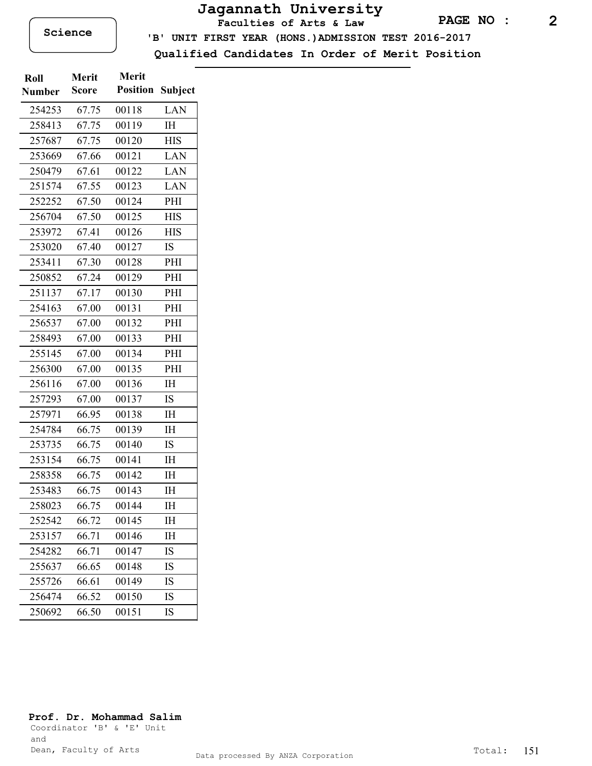Science

# Jagannath University

**Faculties of Arts & Law**

**'B' UNIT FIRST YEAR (HONS.)ADMISSION TEST 2016-2017**

**Qualified Candidates In Order of Merit Position**

| Roll Number | Merit Score | Merit Position | Subject |
|---|---|---|---|
| 254253 | 67.75 | 00118 | LAN |
| 258413 | 67.75 | 00119 | IH |
| 257687 | 67.75 | 00120 | HIS |
| 253669 | 67.66 | 00121 | LAN |
| 250479 | 67.61 | 00122 | LAN |
| 251574 | 67.55 | 00123 | LAN |
| 252252 | 67.50 | 00124 | PHI |
| 256704 | 67.50 | 00125 | HIS |
| 253972 | 67.41 | 00126 | HIS |
| 253020 | 67.40 | 00127 | IS |
| 253411 | 67.30 | 00128 | PHI |
| 250852 | 67.24 | 00129 | PHI |
| 251137 | 67.17 | 00130 | PHI |
| 254163 | 67.00 | 00131 | PHI |
| 256537 | 67.00 | 00132 | PHI |
| 258493 | 67.00 | 00133 | PHI |
| 255145 | 67.00 | 00134 | PHI |
| 256300 | 67.00 | 00135 | PHI |
| 256116 | 67.00 | 00136 | IH |
| 257293 | 67.00 | 00137 | IS |
| 257971 | 66.95 | 00138 | IH |
| 254784 | 66.75 | 00139 | IH |
| 253735 | 66.75 | 00140 | IS |
| 253154 | 66.75 | 00141 | IH |
| 258358 | 66.75 | 00142 | IH |
| 253483 | 66.75 | 00143 | IH |
| 258023 | 66.75 | 00144 | IH |
| 252542 | 66.72 | 00145 | IH |
| 253157 | 66.71 | 00146 | IH |
| 254282 | 66.71 | 00147 | IS |
| 255637 | 66.65 | 00148 | IS |
| 255726 | 66.61 | 00149 | IS |
| 256474 | 66.52 | 00150 | IS |
| 250692 | 66.50 | 00151 | IS |

**Prof. Dr. Mohammad Salim**
Coordinator 'B' & 'E' Unit
and
Dean, Faculty of Arts

Data processed By ANZA Corporation

Total: 151